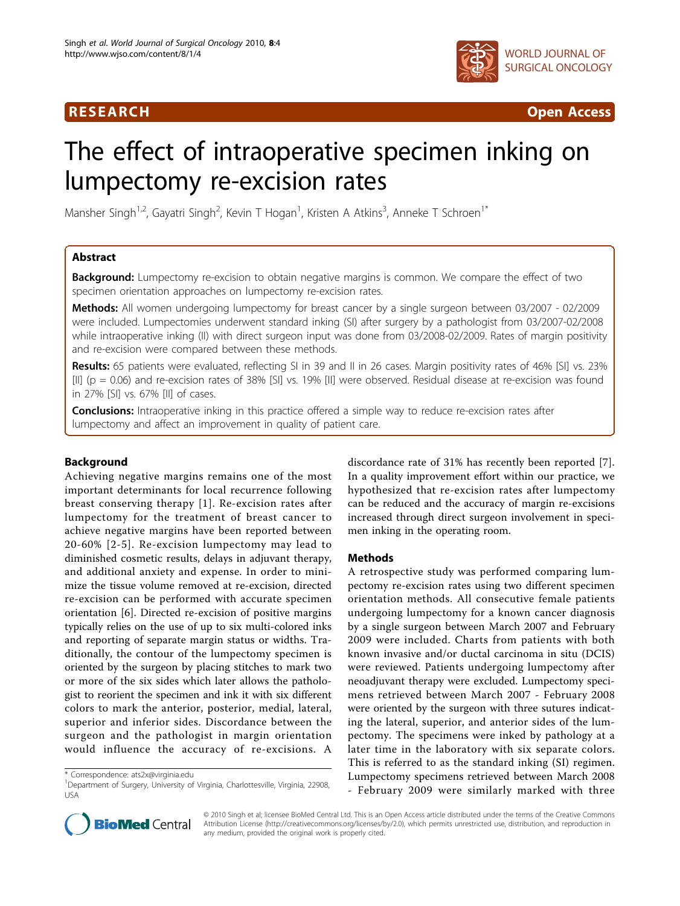RESEARCH **Open Access**

# The effect of intraoperative specimen inking on lumpectomy re-excision rates

Mansher Singh[1,2], Gayatri Singh[2], Kevin T Hogan[1], Kristen A Atkins[3], Anneke T Schroen[1*]

## Abstract

**Background:** Lumpectomy re-excision to obtain negative margins is common. We compare the effect of two specimen orientation approaches on lumpectomy re-excision rates.

**Methods:** All women undergoing lumpectomy for breast cancer by a single surgeon between 03/2007 - 02/2009 were included. Lumpectomies underwent standard inking (SI) after surgery by a pathologist from 03/2007-02/2008 while intraoperative inking (II) with direct surgeon input was done from 03/2008-02/2009. Rates of margin positivity and re-excision were compared between these methods.

**Results:** 65 patients were evaluated, reflecting SI in 39 and II in 26 cases. Margin positivity rates of 46% [SI] vs. 23% [II] (p = 0.06) and re-excision rates of 38% [SI] vs. 19% [II] were observed. Residual disease at re-excision was found in 27% [SI] vs. 67% [II] of cases.

**Conclusions:** Intraoperative inking in this practice offered a simple way to reduce re-excision rates after lumpectomy and affect an improvement in quality of patient care.

## Background

Achieving negative margins remains one of the most important determinants for local recurrence following breast conserving therapy [1]. Re-excision rates after lumpectomy for the treatment of breast cancer to achieve negative margins have been reported between 20-60% [2-5]. Re-excision lumpectomy may lead to diminished cosmetic results, delays in adjuvant therapy, and additional anxiety and expense. In order to minimize the tissue volume removed at re-excision, directed re-excision can be performed with accurate specimen orientation [6]. Directed re-excision of positive margins typically relies on the use of up to six multi-colored inks and reporting of separate margin status or widths. Traditionally, the contour of the lumpectomy specimen is oriented by the surgeon by placing stitches to mark two or more of the six sides which later allows the pathologist to reorient the specimen and ink it with six different colors to mark the anterior, posterior, medial, lateral, superior and inferior sides. Discordance between the surgeon and the pathologist in margin orientation would influence the accuracy of re-excisions. A discordance rate of 31% has recently been reported [7]. In a quality improvement effort within our practice, we hypothesized that re-excision rates after lumpectomy can be reduced and the accuracy of margin re-excisions increased through direct surgeon involvement in specimen inking in the operating room.

## Methods

A retrospective study was performed comparing lumpectomy re-excision rates using two different specimen orientation methods. All consecutive female patients undergoing lumpectomy for a known cancer diagnosis by a single surgeon between March 2007 and February 2009 were included. Charts from patients with both known invasive and/or ductal carcinoma in situ (DCIS) were reviewed. Patients undergoing lumpectomy after neoadjuvant therapy were excluded. Lumpectomy specimens retrieved between March 2007 - February 2008 were oriented by the surgeon with three sutures indicating the lateral, superior, and anterior sides of the lumpectomy. The specimens were inked by pathology at a later time in the laboratory with six separate colors. This is referred to as the standard inking (SI) regimen. Lumpectomy specimens retrieved between March 2008 - February 2009 were similarly marked with three

\* Correspondence: ats2x@virginia.edu
[1]Department of Surgery, University of Virginia, Charlottesville, Virginia, 22908, USA

© 2010 Singh et al; licensee BioMed Central Ltd. This is an Open Access article distributed under the terms of the Creative Commons Attribution License (http://creativecommons.org/licenses/by/2.0), which permits unrestricted use, distribution, and reproduction in any medium, provided the original work is properly cited.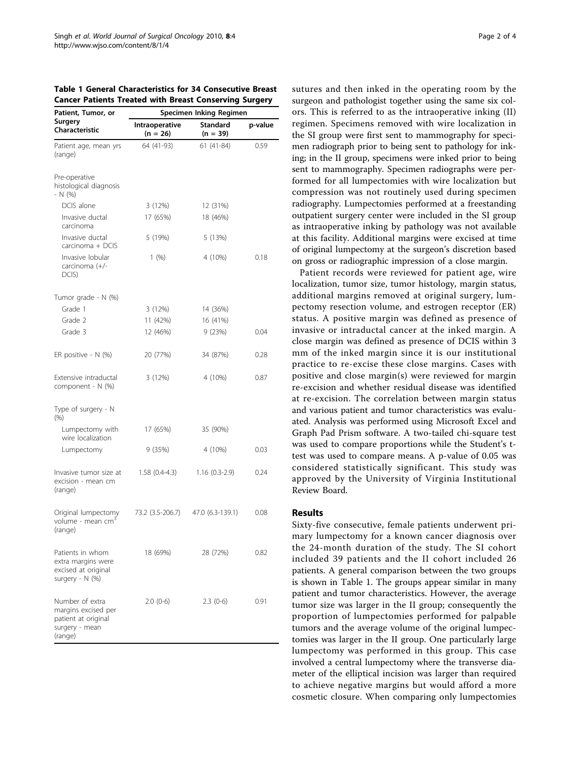**Table 1 General Characteristics for 34 Consecutive Breast Cancer Patients Treated with Breast Conserving Surgery**

| Patient, Tumor, or Surgery Characteristic | Specimen Inking Regimen | | |
|---|---|---|---|
| | Intraoperative (n = 26) | Standard (n = 39) | p-value |
| Patient age, mean yrs (range) | 64 (41-93) | 61 (41-84) | 0.59 |
| Pre-operative histological diagnosis - N (%) | | | |
| DCIS alone | 3 (12%) | 12 (31%) | |
| Invasive ductal carcinoma | 17 (65%) | 18 (46%) | |
| Invasive ductal carcinoma + DCIS | 5 (19%) | 5 (13%) | |
| Invasive lobular carcinoma (+/- DCIS) | 1 (%) | 4 (10%) | 0.18 |
| Tumor grade - N (%) | | | |
| Grade 1 | 3 (12%) | 14 (36%) | |
| Grade 2 | 11 (42%) | 16 (41%) | |
| Grade 3 | 12 (46%) | 9 (23%) | 0.04 |
| ER positive - N (%) | 20 (77%) | 34 (87%) | 0.28 |
| Extensive intraductal component - N (%) | 3 (12%) | 4 (10%) | 0.87 |
| Type of surgery - N (%) | | | |
| Lumpectomy with wire localization | 17 (65%) | 35 (90%) | |
| Lumpectomy | 9 (35%) | 4 (10%) | 0.03 |
| Invasive tumor size at excision - mean cm (range) | 1.58 (0.4-4.3) | 1.16 (0.3-2.9) | 0.24 |
| Original lumpectomy volume - mean $cm^3$ (range) | 73.2 (3.5-206.7) | 47.0 (6.3-139.1) | 0.08 |
| Patients in whom extra margins were excised at original surgery - N (%) | 18 (69%) | 28 (72%) | 0.82 |
| Number of extra margins excised per patient at original surgery - mean (range) | 2.0 (0-6) | 2.3 (0-6) | 0.91 |

sutures and then inked in the operating room by the surgeon and pathologist together using the same six colors. This is referred to as the intraoperative inking (II) regimen. Specimens removed with wire localization in the SI group were first sent to mammography for specimen radiograph prior to being sent to pathology for inking; in the II group, specimens were inked prior to being sent to mammography. Specimen radiographs were performed for all lumpectomies with wire localization but compression was not routinely used during specimen radiography. Lumpectomies performed at a freestanding outpatient surgery center were included in the SI group as intraoperative inking by pathology was not available at this facility. Additional margins were excised at time of original lumpectomy at the surgeon's discretion based on gross or radiographic impression of a close margin.

Patient records were reviewed for patient age, wire localization, tumor size, tumor histology, margin status, additional margins removed at original surgery, lumpectomy resection volume, and estrogen receptor (ER) status. A positive margin was defined as presence of invasive or intraductal cancer at the inked margin. A close margin was defined as presence of DCIS within 3 mm of the inked margin since it is our institutional practice to re-excise these close margins. Cases with positive and close margin(s) were reviewed for margin re-excision and whether residual disease was identified at re-excision. The correlation between margin status and various patient and tumor characteristics was evaluated. Analysis was performed using Microsoft Excel and Graph Pad Prism software. A two-tailed chi-square test was used to compare proportions while the Student's t-test was used to compare means. A p-value of 0.05 was considered statistically significant. This study was approved by the University of Virginia Institutional Review Board.

## Results

Sixty-five consecutive, female patients underwent primary lumpectomy for a known cancer diagnosis over the 24-month duration of the study. The SI cohort included 39 patients and the II cohort included 26 patients. A general comparison between the two groups is shown in Table 1. The groups appear similar in many patient and tumor characteristics. However, the average tumor size was larger in the II group; consequently the proportion of lumpectomies performed for palpable tumors and the average volume of the original lumpectomies was larger in the II group. One particularly large lumpectomy was performed in this group. This case involved a central lumpectomy where the transverse diameter of the elliptical incision was larger than required to achieve negative margins but would afford a more cosmetic closure. When comparing only lumpectomies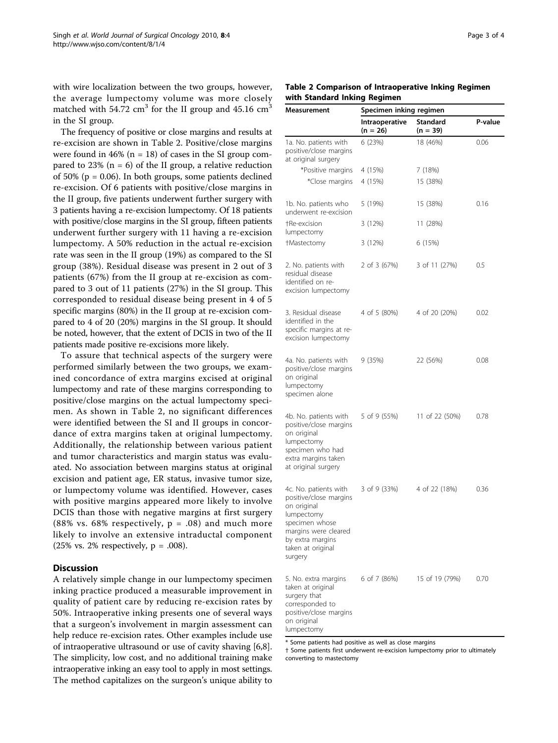with wire localization between the two groups, however, the average lumpectomy volume was more closely matched with 54.72 $cm^3$ for the II group and 45.16 $cm^3$ in the SI group.

The frequency of positive or close margins and results at re-excision are shown in Table 2. Positive/close margins were found in 46% (n = 18) of cases in the SI group compared to 23% (n = 6) of the II group, a relative reduction of 50% (p = 0.06). In both groups, some patients declined re-excision. Of 6 patients with positive/close margins in the II group, five patients underwent further surgery with 3 patients having a re-excision lumpectomy. Of 18 patients with positive/close margins in the SI group, fifteen patients underwent further surgery with 11 having a re-excision lumpectomy. A 50% reduction in the actual re-excision rate was seen in the II group (19%) as compared to the SI group (38%). Residual disease was present in 2 out of 3 patients (67%) from the II group at re-excision as compared to 3 out of 11 patients (27%) in the SI group. This corresponded to residual disease being present in 4 of 5 specific margins (80%) in the II group at re-excision compared to 4 of 20 (20%) margins in the SI group. It should be noted, however, that the extent of DCIS in two of the II patients made positive re-excisions more likely.

To assure that technical aspects of the surgery were performed similarly between the two groups, we examined concordance of extra margins excised at original lumpectomy and rate of these margins corresponding to positive/close margins on the actual lumpectomy specimen. As shown in Table 2, no significant differences were identified between the SI and II groups in concordance of extra margins taken at original lumpectomy. Additionally, the relationship between various patient and tumor characteristics and margin status was evaluated. No association between margins status at original excision and patient age, ER status, invasive tumor size, or lumpectomy volume was identified. However, cases with positive margins appeared more likely to involve DCIS than those with negative margins at first surgery (88% vs. 68% respectively, p = .08) and much more likely to involve an extensive intraductal component (25% vs. 2% respectively, p = .008).

## Discussion

A relatively simple change in our lumpectomy specimen inking practice produced a measurable improvement in quality of patient care by reducing re-excision rates by 50%. Intraoperative inking presents one of several ways that a surgeon's involvement in margin assessment can help reduce re-excision rates. Other examples include use of intraoperative ultrasound or use of cavity shaving [6,8]. The simplicity, low cost, and no additional training make intraoperative inking an easy tool to apply in most settings. The method capitalizes on the surgeon's unique ability to

**Table 2 Comparison of Intraoperative Inking Regimen with Standard Inking Regimen**

| Measurement | Specimen inking regimen | | |
|---|---|---|---|
| | Intraoperative (n = 26) | Standard (n = 39) | P-value |
| 1a. No. patients with positive/close margins at original surgery | 6 (23%) | 18 (46%) | 0.06 |
| *Positive margins | 4 (15%) | 7 (18%) | |
| *Close margins | 4 (15%) | 15 (38%) | |
| 1b. No. patients who underwent re-excision | 5 (19%) | 15 (38%) | 0.16 |
| †Re-excision lumpectomy | 3 (12%) | 11 (28%) | |
| †Mastectomy | 3 (12%) | 6 (15%) | |
| 2. No. patients with residual disease identified on re-excision lumpectomy | 2 of 3 (67%) | 3 of 11 (27%) | 0.5 |
| 3. Residual disease identified in the specific margins at re-excision lumpectomy | 4 of 5 (80%) | 4 of 20 (20%) | 0.02 |
| 4a. No. patients with positive/close margins on original lumpectomy specimen alone | 9 (35%) | 22 (56%) | 0.08 |
| 4b. No. patients with positive/close margins on original lumpectomy specimen who had extra margins taken at original surgery | 5 of 9 (55%) | 11 of 22 (50%) | 0.78 |
| 4c. No. patients with positive/close margins on original lumpectomy specimen whose margins were cleared by extra margins taken at original surgery | 3 of 9 (33%) | 4 of 22 (18%) | 0.36 |
| 5. No. extra margins taken at original surgery that corresponded to positive/close margins on original lumpectomy | 6 of 7 (86%) | 15 of 19 (79%) | 0.70 |

\* Some patients had positive as well as close margins

† Some patients first underwent re-excision lumpectomy prior to ultimately converting to mastectomy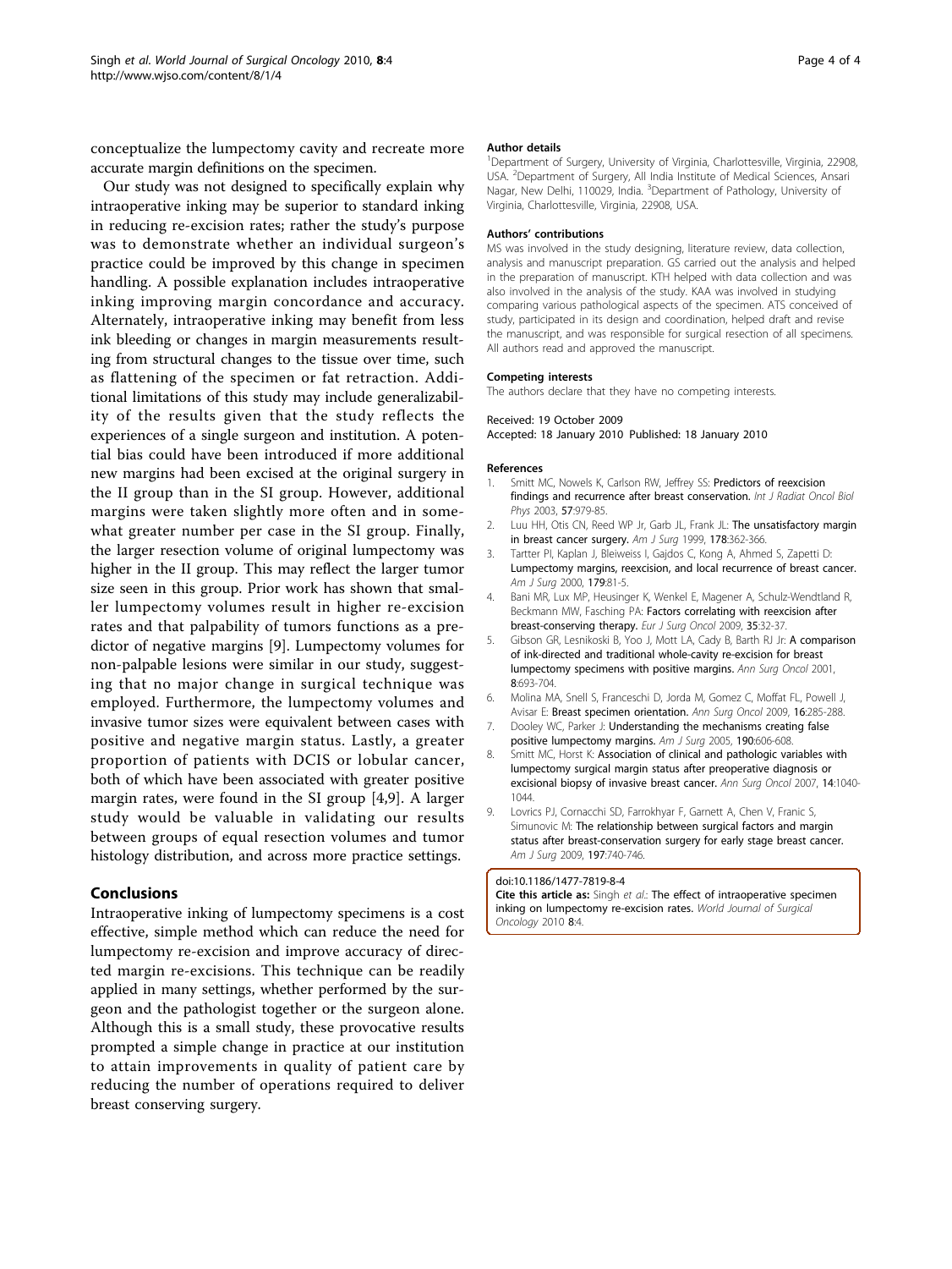conceptualize the lumpectomy cavity and recreate more accurate margin definitions on the specimen.

Our study was not designed to specifically explain why intraoperative inking may be superior to standard inking in reducing re-excision rates; rather the study's purpose was to demonstrate whether an individual surgeon's practice could be improved by this change in specimen handling. A possible explanation includes intraoperative inking improving margin concordance and accuracy. Alternately, intraoperative inking may benefit from less ink bleeding or changes in margin measurements resulting from structural changes to the tissue over time, such as flattening of the specimen or fat retraction. Additional limitations of this study may include generalizability of the results given that the study reflects the experiences of a single surgeon and institution. A potential bias could have been introduced if more additional new margins had been excised at the original surgery in the II group than in the SI group. However, additional margins were taken slightly more often and in somewhat greater number per case in the SI group. Finally, the larger resection volume of original lumpectomy was higher in the II group. This may reflect the larger tumor size seen in this group. Prior work has shown that smaller lumpectomy volumes result in higher re-excision rates and that palpability of tumors functions as a predictor of negative margins [9]. Lumpectomy volumes for non-palpable lesions were similar in our study, suggesting that no major change in surgical technique was employed. Furthermore, the lumpectomy volumes and invasive tumor sizes were equivalent between cases with positive and negative margin status. Lastly, a greater proportion of patients with DCIS or lobular cancer, both of which have been associated with greater positive margin rates, were found in the SI group [4,9]. A larger study would be valuable in validating our results between groups of equal resection volumes and tumor histology distribution, and across more practice settings.

## Conclusions

Intraoperative inking of lumpectomy specimens is a cost effective, simple method which can reduce the need for lumpectomy re-excision and improve accuracy of directed margin re-excisions. This technique can be readily applied in many settings, whether performed by the surgeon and the pathologist together or the surgeon alone. Although this is a small study, these provocative results prompted a simple change in practice at our institution to attain improvements in quality of patient care by reducing the number of operations required to deliver breast conserving surgery.

#### Author details

[1]Department of Surgery, University of Virginia, Charlottesville, Virginia, 22908, USA. [2]Department of Surgery, All India Institute of Medical Sciences, Ansari Nagar, New Delhi, 110029, India. [3]Department of Pathology, University of Virginia, Charlottesville, Virginia, 22908, USA.

#### Authors' contributions

MS was involved in the study designing, literature review, data collection, analysis and manuscript preparation. GS carried out the analysis and helped in the preparation of manuscript. KTH helped with data collection and was also involved in the analysis of the study. KAA was involved in studying comparing various pathological aspects of the specimen. ATS conceived of study, participated in its design and coordination, helped draft and revise the manuscript, and was responsible for surgical resection of all specimens. All authors read and approved the manuscript.

#### Competing interests

The authors declare that they have no competing interests.

Received: 19 October 2009
Accepted: 18 January 2010 Published: 18 January 2010

#### References

1. Smitt MC, Nowels K, Carlson RW, Jeffrey SS: **Predictors of reexcision findings and recurrence after breast conservation.** *Int J Radiat Oncol Biol Phys* 2003, **57**:979-85.
2. Luu HH, Otis CN, Reed WP Jr, Garb JL, Frank JL: **The unsatisfactory margin in breast cancer surgery.** *Am J Surg* 1999, **178**:362-366.
3. Tartter PI, Kaplan J, Bleiweiss I, Gajdos C, Kong A, Ahmed S, Zapetti D: **Lumpectomy margins, reexcision, and local recurrence of breast cancer.** *Am J Surg* 2000, **179**:81-5.
4. Bani MR, Lux MP, Heusinger K, Wenkel E, Magener A, Schulz-Wendtland R, Beckmann MW, Fasching PA: **Factors correlating with reexcision after breast-conserving therapy.** *Eur J Surg Oncol* 2009, **35**:32-37.
5. Gibson GR, Lesnikoski B, Yoo J, Mott LA, Cady B, Barth RJ Jr: **A comparison of ink-directed and traditional whole-cavity re-excision for breast lumpectomy specimens with positive margins.** *Ann Surg Oncol* 2001, **8**:693-704.
6. Molina MA, Snell S, Franceschi D, Jorda M, Gomez C, Moffat FL, Powell J, Avisar E: **Breast specimen orientation.** *Ann Surg Oncol* 2009, **16**:285-288.
7. Dooley WC, Parker J: **Understanding the mechanisms creating false positive lumpectomy margins.** *Am J Surg* 2005, **190**:606-608.
8. Smitt MC, Horst K: **Association of clinical and pathologic variables with lumpectomy surgical margin status after preoperative diagnosis or excisional biopsy of invasive breast cancer.** *Ann Surg Oncol* 2007, **14**:1040-1044.
9. Lovrics PJ, Cornacchi SD, Farrokhyar F, Garnett A, Chen V, Franic S, Simunovic M: **The relationship between surgical factors and margin status after breast-conservation surgery for early stage breast cancer.** *Am J Surg* 2009, **197**:740-746.

doi:10.1186/1477-7819-8-4
**Cite this article as:** Singh *et al.*: The effect of intraoperative specimen inking on lumpectomy re-excision rates. *World Journal of Surgical Oncology* 2010 **8**:4.